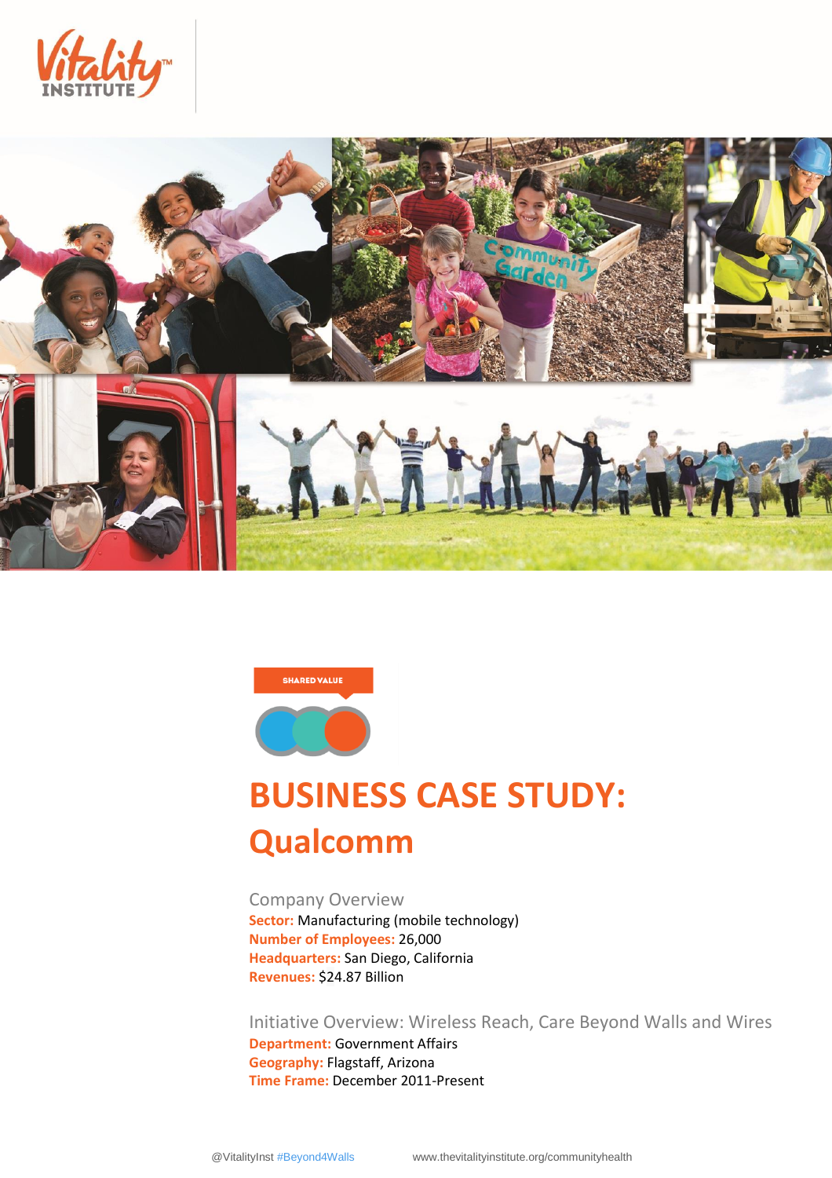SHARED VALUE

# BUSINESS CASE STUDY: Qualcomm

## Company Overview

**Sector:** Manufacturing (mobile technology)
**Number of Employees:** 26,000
**Headquarters:** San Diego, California
**Revenues:** $24.87 Billion

## Initiative Overview: Wireless Reach, Care Beyond Walls and Wires

**Department:** Government Affairs
**Geography:** Flagstaff, Arizona
**Time Frame:** December 2011-Present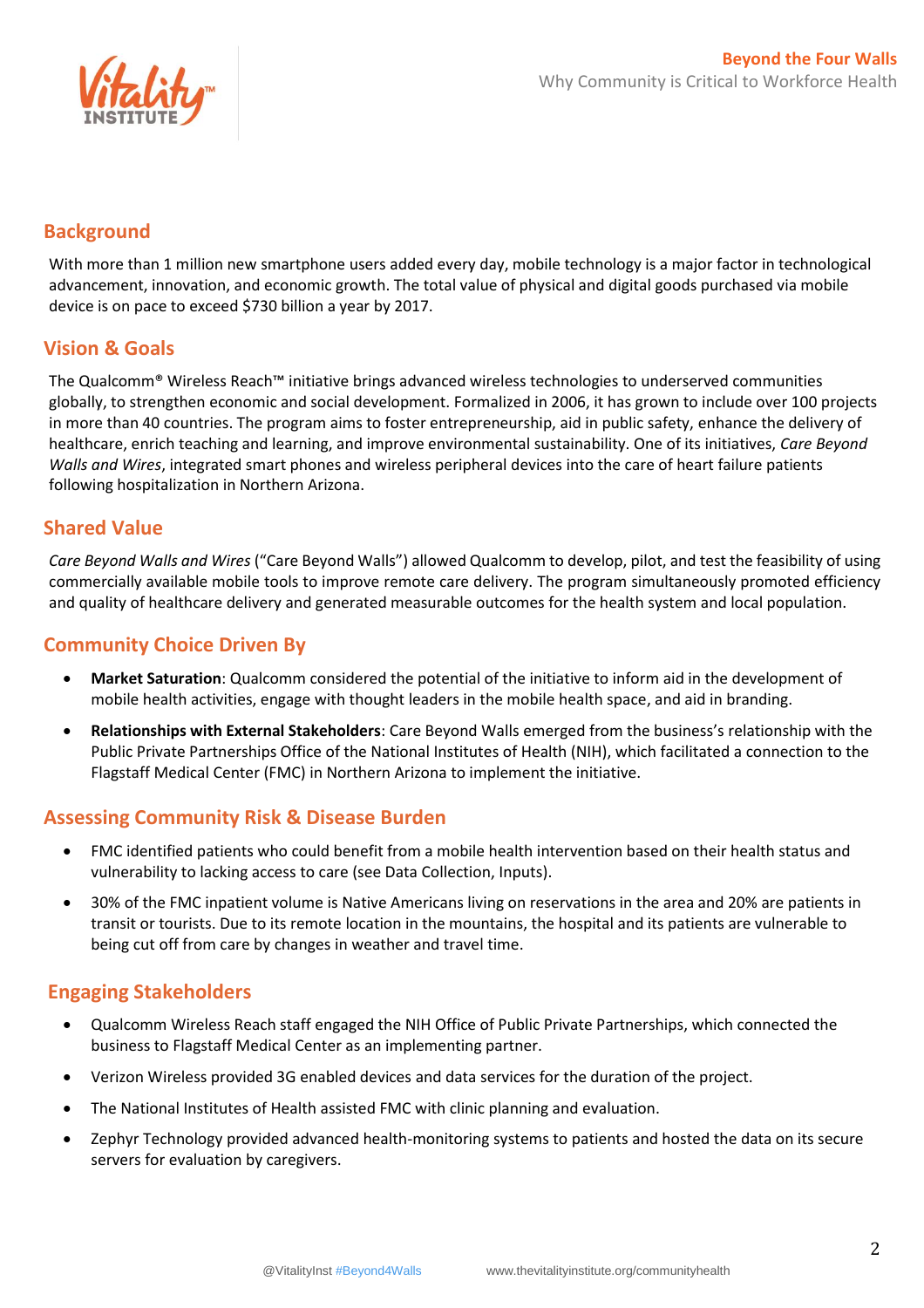## Background

With more than 1 million new smartphone users added every day, mobile technology is a major factor in technological advancement, innovation, and economic growth. The total value of physical and digital goods purchased via mobile device is on pace to exceed $730 billion a year by 2017.

## Vision & Goals

The Qualcomm® Wireless Reach™ initiative brings advanced wireless technologies to underserved communities globally, to strengthen economic and social development. Formalized in 2006, it has grown to include over 100 projects in more than 40 countries. The program aims to foster entrepreneurship, aid in public safety, enhance the delivery of healthcare, enrich teaching and learning, and improve environmental sustainability. One of its initiatives, *Care Beyond Walls and Wires*, integrated smart phones and wireless peripheral devices into the care of heart failure patients following hospitalization in Northern Arizona.

## Shared Value

*Care Beyond Walls and Wires* ("Care Beyond Walls") allowed Qualcomm to develop, pilot, and test the feasibility of using commercially available mobile tools to improve remote care delivery. The program simultaneously promoted efficiency and quality of healthcare delivery and generated measurable outcomes for the health system and local population.

## Community Choice Driven By

- **Market Saturation**: Qualcomm considered the potential of the initiative to inform aid in the development of mobile health activities, engage with thought leaders in the mobile health space, and aid in branding.
- **Relationships with External Stakeholders**: Care Beyond Walls emerged from the business's relationship with the Public Private Partnerships Office of the National Institutes of Health (NIH), which facilitated a connection to the Flagstaff Medical Center (FMC) in Northern Arizona to implement the initiative.

## Assessing Community Risk & Disease Burden

- FMC identified patients who could benefit from a mobile health intervention based on their health status and vulnerability to lacking access to care (see Data Collection, Inputs).
- 30% of the FMC inpatient volume is Native Americans living on reservations in the area and 20% are patients in transit or tourists. Due to its remote location in the mountains, the hospital and its patients are vulnerable to being cut off from care by changes in weather and travel time.

## Engaging Stakeholders

- Qualcomm Wireless Reach staff engaged the NIH Office of Public Private Partnerships, which connected the business to Flagstaff Medical Center as an implementing partner.
- Verizon Wireless provided 3G enabled devices and data services for the duration of the project.
- The National Institutes of Health assisted FMC with clinic planning and evaluation.
- Zephyr Technology provided advanced health-monitoring systems to patients and hosted the data on its secure servers for evaluation by caregivers.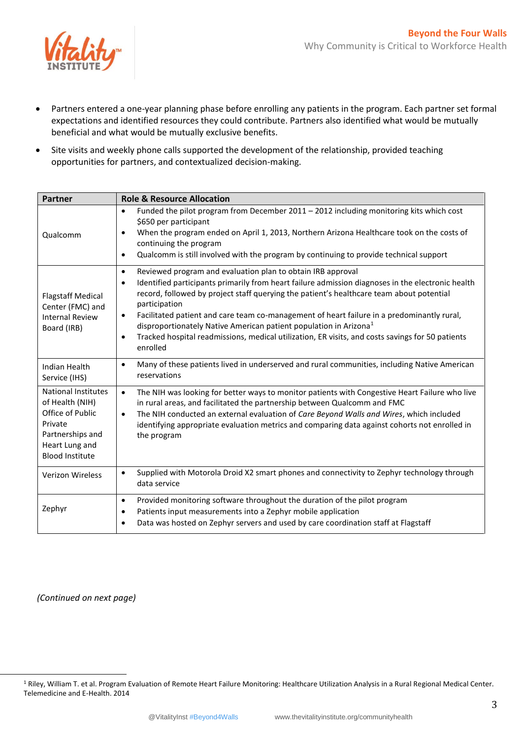- Partners entered a one-year planning phase before enrolling any patients in the program. Each partner set formal expectations and identified resources they could contribute. Partners also identified what would be mutually beneficial and what would be mutually exclusive benefits.
- Site visits and weekly phone calls supported the development of the relationship, provided teaching opportunities for partners, and contextualized decision-making.

| Partner | Role & Resource Allocation |
|---|---|
| Qualcomm | • Funded the pilot program from December 2011 – 2012 including monitoring kits which cost $650 per participant<br>• When the program ended on April 1, 2013, Northern Arizona Healthcare took on the costs of continuing the program<br>• Qualcomm is still involved with the program by continuing to provide technical support |
| Flagstaff Medical Center (FMC) and Internal Review Board (IRB) | • Reviewed program and evaluation plan to obtain IRB approval<br>• Identified participants primarily from heart failure admission diagnoses in the electronic health record, followed by project staff querying the patient's healthcare team about potential participation<br>• Facilitated patient and care team co-management of heart failure in a predominantly rural, disproportionately Native American patient population in Arizona[1]<br>• Tracked hospital readmissions, medical utilization, ER visits, and costs savings for 50 patients enrolled |
| Indian Health Service (IHS) | • Many of these patients lived in underserved and rural communities, including Native American reservations |
| National Institutes of Health (NIH) Office of Public Private Partnerships and Heart Lung and Blood Institute | • The NIH was looking for better ways to monitor patients with Congestive Heart Failure who live in rural areas, and facilitated the partnership between Qualcomm and FMC<br>• The NIH conducted an external evaluation of *Care Beyond Walls and Wires*, which included identifying appropriate evaluation metrics and comparing data against cohorts not enrolled in the program |
| Verizon Wireless | • Supplied with Motorola Droid X2 smart phones and connectivity to Zephyr technology through data service |
| Zephyr | • Provided monitoring software throughout the duration of the pilot program<br>• Patients input measurements into a Zephyr mobile application<br>• Data was hosted on Zephyr servers and used by care coordination staff at Flagstaff |

*(Continued on next page)*

[1] Riley, William T. et al. Program Evaluation of Remote Heart Failure Monitoring: Healthcare Utilization Analysis in a Rural Regional Medical Center. Telemedicine and E-Health. 2014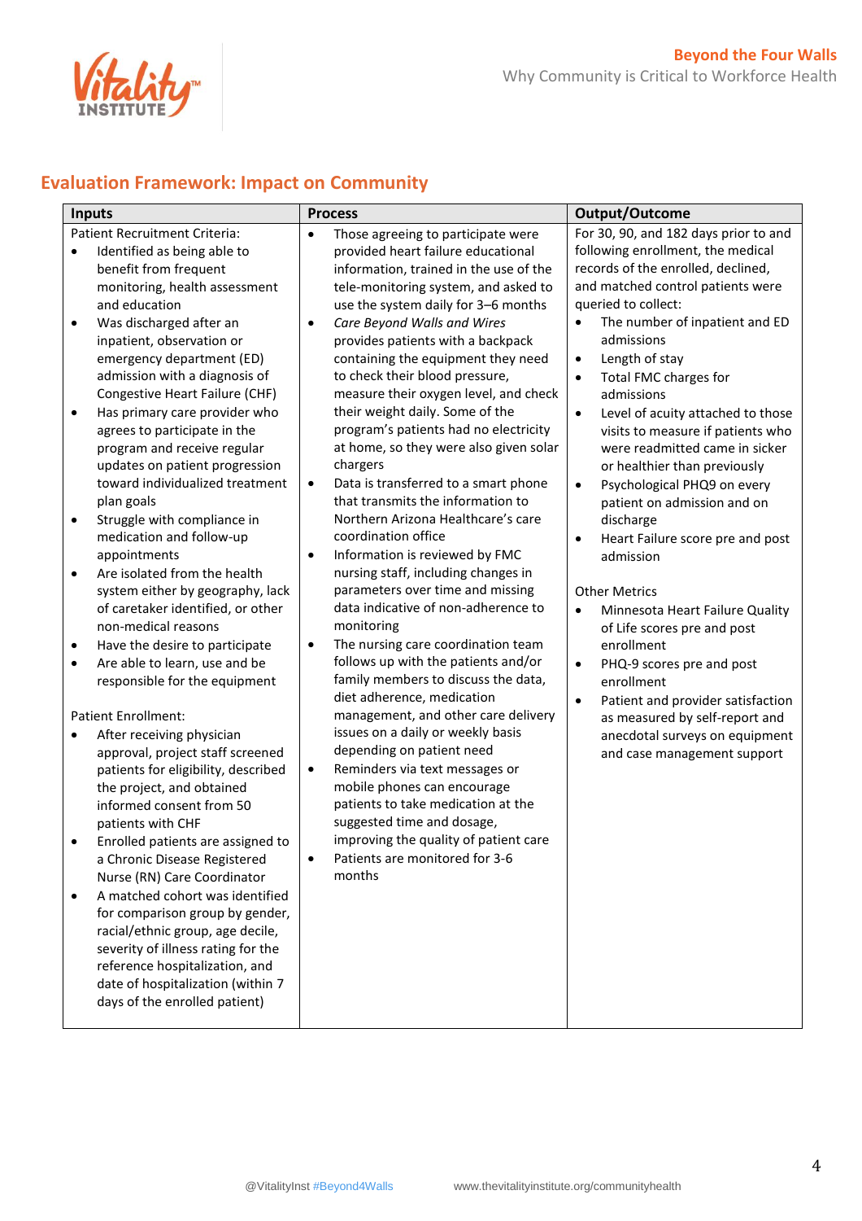## Evaluation Framework: Impact on Community

| Inputs | Process | Output/Outcome |
|---|---|---|
| Patient Recruitment Criteria:<br>• Identified as being able to benefit from frequent monitoring, health assessment and education<br>• Was discharged after an inpatient, observation or emergency department (ED) admission with a diagnosis of Congestive Heart Failure (CHF)<br>• Has primary care provider who agrees to participate in the program and receive regular updates on patient progression toward individualized treatment plan goals<br>• Struggle with compliance in medication and follow-up appointments<br>• Are isolated from the health system either by geography, lack of caretaker identified, or other non-medical reasons<br>• Have the desire to participate<br>• Are able to learn, use and be responsible for the equipment<br><br>Patient Enrollment:<br>• After receiving physician approval, project staff screened patients for eligibility, described the project, and obtained informed consent from 50 patients with CHF<br>• Enrolled patients are assigned to a Chronic Disease Registered Nurse (RN) Care Coordinator<br>• A matched cohort was identified for comparison group by gender, racial/ethnic group, age decile, severity of illness rating for the reference hospitalization, and date of hospitalization (within 7 days of the enrolled patient) | • Those agreeing to participate were provided heart failure educational information, trained in the use of the tele-monitoring system, and asked to use the system daily for 3–6 months<br>• *Care Beyond Walls and Wires* provides patients with a backpack containing the equipment they need to check their blood pressure, measure their oxygen level, and check their weight daily. Some of the program's patients had no electricity at home, so they were also given solar chargers<br>• Data is transferred to a smart phone that transmits the information to Northern Arizona Healthcare's care coordination office<br>• Information is reviewed by FMC nursing staff, including changes in parameters over time and missing data indicative of non-adherence to monitoring<br>• The nursing care coordination team follows up with the patients and/or family members to discuss the data, diet adherence, medication management, and other care delivery issues on a daily or weekly basis depending on patient need<br>• Reminders via text messages or mobile phones can encourage patients to take medication at the suggested time and dosage, improving the quality of patient care<br>• Patients are monitored for 3-6 months | For 30, 90, and 182 days prior to and following enrollment, the medical records of the enrolled, declined, and matched control patients were queried to collect:<br>• The number of inpatient and ED admissions<br>• Length of stay<br>• Total FMC charges for admissions<br>• Level of acuity attached to those visits to measure if patients who were readmitted came in sicker or healthier than previously<br>• Psychological PHQ9 on every patient on admission and on discharge<br>• Heart Failure score pre and post admission<br><br>Other Metrics<br>• Minnesota Heart Failure Quality of Life scores pre and post enrollment<br>• PHQ-9 scores pre and post enrollment<br>• Patient and provider satisfaction as measured by self-report and anecdotal surveys on equipment and case management support |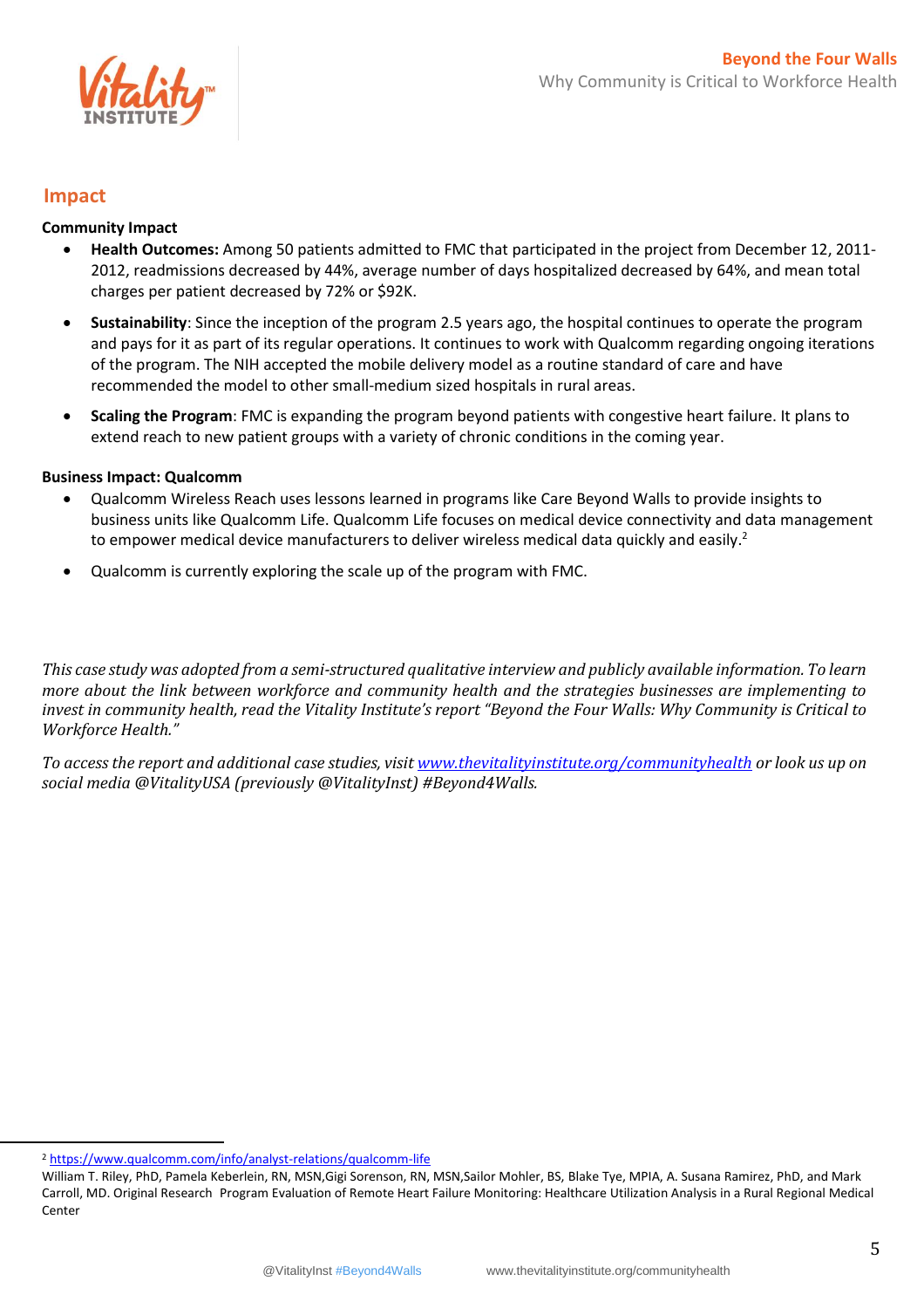## Impact

**Community Impact**

- **Health Outcomes:** Among 50 patients admitted to FMC that participated in the project from December 12, 2011-2012, readmissions decreased by 44%, average number of days hospitalized decreased by 64%, and mean total charges per patient decreased by 72% or $92K.
- **Sustainability**: Since the inception of the program 2.5 years ago, the hospital continues to operate the program and pays for it as part of its regular operations. It continues to work with Qualcomm regarding ongoing iterations of the program. The NIH accepted the mobile delivery model as a routine standard of care and have recommended the model to other small-medium sized hospitals in rural areas.
- **Scaling the Program**: FMC is expanding the program beyond patients with congestive heart failure. It plans to extend reach to new patient groups with a variety of chronic conditions in the coming year.

**Business Impact: Qualcomm**

- Qualcomm Wireless Reach uses lessons learned in programs like Care Beyond Walls to provide insights to business units like Qualcomm Life. Qualcomm Life focuses on medical device connectivity and data management to empower medical device manufacturers to deliver wireless medical data quickly and easily.[2]
- Qualcomm is currently exploring the scale up of the program with FMC.

*This case study was adopted from a semi-structured qualitative interview and publicly available information. To learn more about the link between workforce and community health and the strategies businesses are implementing to invest in community health, read the Vitality Institute's report "Beyond the Four Walls: Why Community is Critical to Workforce Health."*

*To access the report and additional case studies, visit [www.thevitalityinstitute.org/communityhealth](http://www.thevitalityinstitute.org/communityhealth) or look us up on social media @VitalityUSA (previously @VitalityInst) #Beyond4Walls.*

---

[2] https://www.qualcomm.com/info/analyst-relations/qualcomm-life

William T. Riley, PhD, Pamela Keberlein, RN, MSN,Gigi Sorenson, RN, MSN,Sailor Mohler, BS, Blake Tye, MPIA, A. Susana Ramirez, PhD, and Mark Carroll, MD. Original Research Program Evaluation of Remote Heart Failure Monitoring: Healthcare Utilization Analysis in a Rural Regional Medical Center